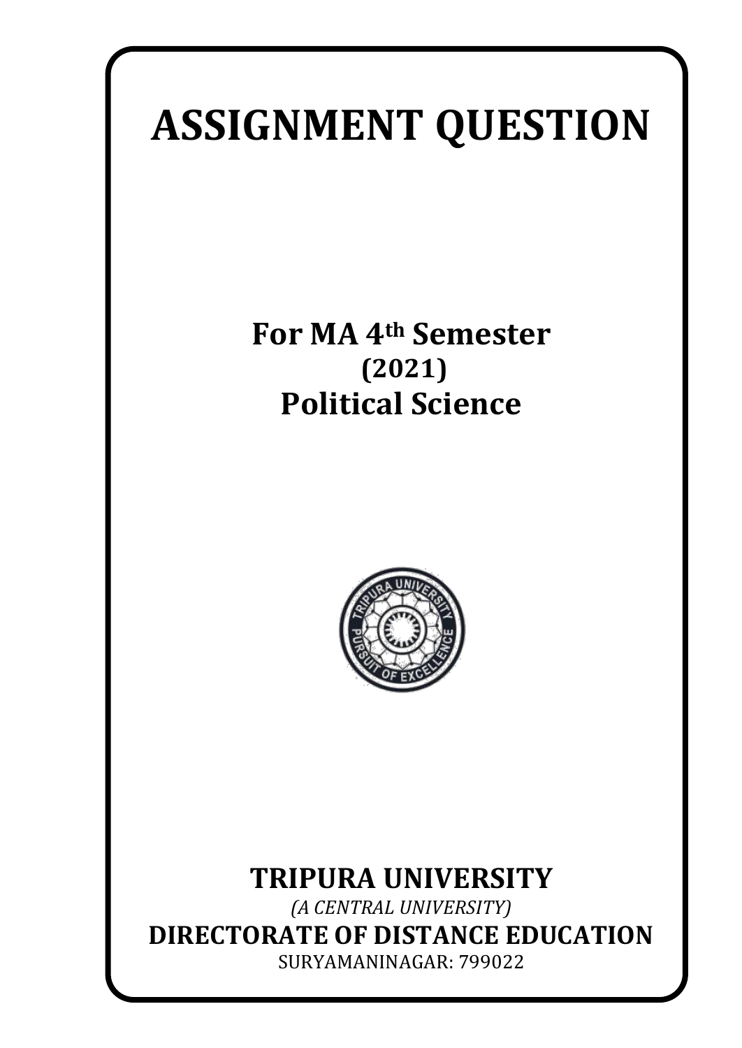# ASSIGNMENT QUESTION

## For MA 4th Semester

## (2021)

## Political Science

## TRIPURA UNIVERSITY

*(A CENTRAL UNIVERSITY)*

## DIRECTORATE OF DISTANCE EDUCATION

SURYAMANINAGAR: 799022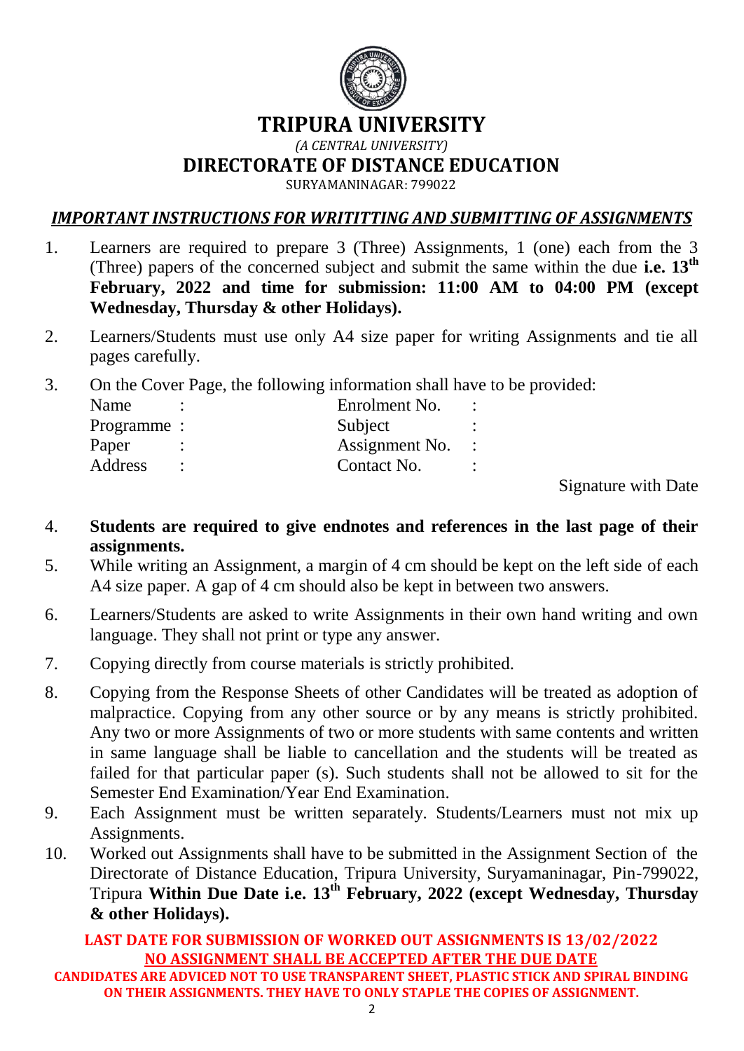# TRIPURA UNIVERSITY

*(A CENTRAL UNIVERSITY)*

## DIRECTORATE OF DISTANCE EDUCATION

SURYAMANINAGAR: 799022

### *IMPORTANT INSTRUCTIONS FOR WRITITTING AND SUBMITTING OF ASSIGNMENTS*

1. Learners are required to prepare 3 (Three) Assignments, 1 (one) each from the 3 (Three) papers of the concerned subject and submit the same within the due **i.e. 13th February, 2022 and time for submission: 11:00 AM to 04:00 PM (except Wednesday, Thursday & other Holidays).**

2. Learners/Students must use only A4 size paper for writing Assignments and tie all pages carefully.

3. On the Cover Page, the following information shall have to be provided:

   | | | | |
   |---|---|---|---|
   | Name | : | Enrolment No. | : |
   | Programme | : | Subject | : |
   | Paper | : | Assignment No. | : |
   | Address | : | Contact No. | : |

   Signature with Date

4. **Students are required to give endnotes and references in the last page of their assignments.**

5. While writing an Assignment, a margin of 4 cm should be kept on the left side of each A4 size paper. A gap of 4 cm should also be kept in between two answers.

6. Learners/Students are asked to write Assignments in their own hand writing and own language. They shall not print or type any answer.

7. Copying directly from course materials is strictly prohibited.

8. Copying from the Response Sheets of other Candidates will be treated as adoption of malpractice. Copying from any other source or by any means is strictly prohibited. Any two or more Assignments of two or more students with same contents and written in same language shall be liable to cancellation and the students will be treated as failed for that particular paper (s). Such students shall not be allowed to sit for the Semester End Examination/Year End Examination.

9. Each Assignment must be written separately. Students/Learners must not mix up Assignments.

10. Worked out Assignments shall have to be submitted in the Assignment Section of the Directorate of Distance Education, Tripura University, Suryamaninagar, Pin-799022, Tripura **Within Due Date i.e. 13th February, 2022 (except Wednesday, Thursday & other Holidays).**

**LAST DATE FOR SUBMISSION OF WORKED OUT ASSIGNMENTS IS 13/02/2022**

**NO ASSIGNMENT SHALL BE ACCEPTED AFTER THE DUE DATE**

**CANDIDATES ARE ADVICED NOT TO USE TRANSPARENT SHEET, PLASTIC STICK AND SPIRAL BINDING ON THEIR ASSIGNMENTS. THEY HAVE TO ONLY STAPLE THE COPIES OF ASSIGNMENT.**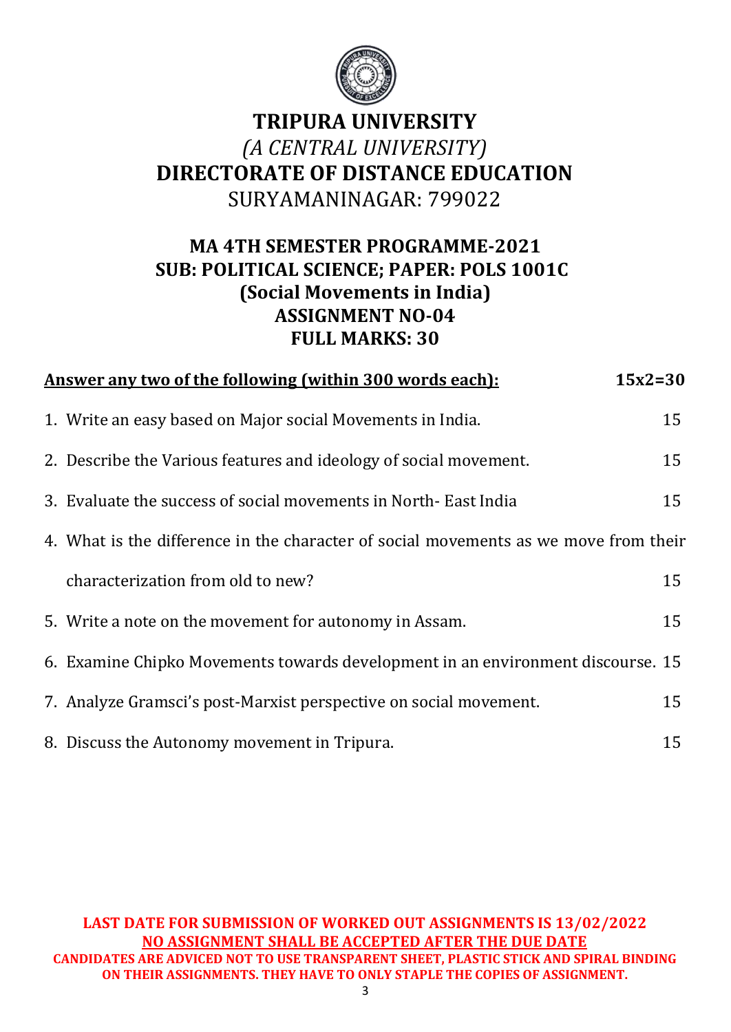# TRIPURA UNIVERSITY

*(A CENTRAL UNIVERSITY)*

## DIRECTORATE OF DISTANCE EDUCATION

SURYAMANINAGAR: 799022

### MA 4TH SEMESTER PROGRAMME-2021
### SUB: POLITICAL SCIENCE; PAPER: POLS 1001C
### (Social Movements in India)
### ASSIGNMENT NO-04
### FULL MARKS: 30

**Answer any two of the following (within 300 words each):** **15x2=30**

1. Write an easy based on Major social Movements in India. 15
2. Describe the Various features and ideology of social movement. 15
3. Evaluate the success of social movements in North- East India 15
4. What is the difference in the character of social movements as we move from their characterization from old to new? 15
5. Write a note on the movement for autonomy in Assam. 15
6. Examine Chipko Movements towards development in an environment discourse. 15
7. Analyze Gramsci's post-Marxist perspective on social movement. 15
8. Discuss the Autonomy movement in Tripura. 15

**LAST DATE FOR SUBMISSION OF WORKED OUT ASSIGNMENTS IS 13/02/2022**

**NO ASSIGNMENT SHALL BE ACCEPTED AFTER THE DUE DATE**

**CANDIDATES ARE ADVICED NOT TO USE TRANSPARENT SHEET, PLASTIC STICK AND SPIRAL BINDING ON THEIR ASSIGNMENTS. THEY HAVE TO ONLY STAPLE THE COPIES OF ASSIGNMENT.**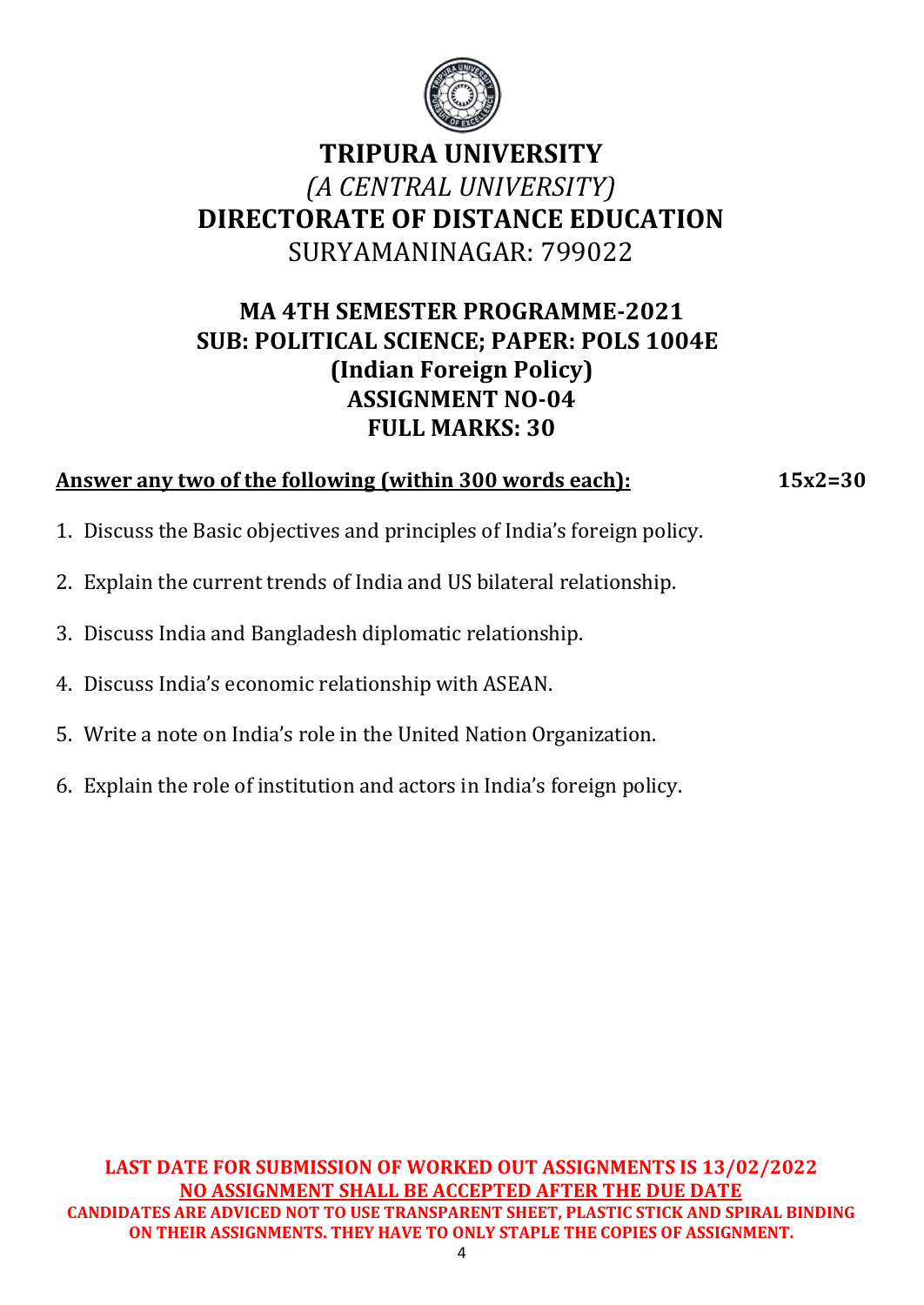# TRIPURA UNIVERSITY

*(A CENTRAL UNIVERSITY)*

## DIRECTORATE OF DISTANCE EDUCATION

SURYAMANINAGAR: 799022

### MA 4TH SEMESTER PROGRAMME-2021
### SUB: POLITICAL SCIENCE; PAPER: POLS 1004E
### (Indian Foreign Policy)
### ASSIGNMENT NO-04
### FULL MARKS: 30

**Answer any two of the following (within 300 words each):** **15x2=30**

1. Discuss the Basic objectives and principles of India's foreign policy.
2. Explain the current trends of India and US bilateral relationship.
3. Discuss India and Bangladesh diplomatic relationship.
4. Discuss India's economic relationship with ASEAN.
5. Write a note on India's role in the United Nation Organization.
6. Explain the role of institution and actors in India's foreign policy.

**LAST DATE FOR SUBMISSION OF WORKED OUT ASSIGNMENTS IS 13/02/2022**

**NO ASSIGNMENT SHALL BE ACCEPTED AFTER THE DUE DATE**

**CANDIDATES ARE ADVICED NOT TO USE TRANSPARENT SHEET, PLASTIC STICK AND SPIRAL BINDING ON THEIR ASSIGNMENTS. THEY HAVE TO ONLY STAPLE THE COPIES OF ASSIGNMENT.**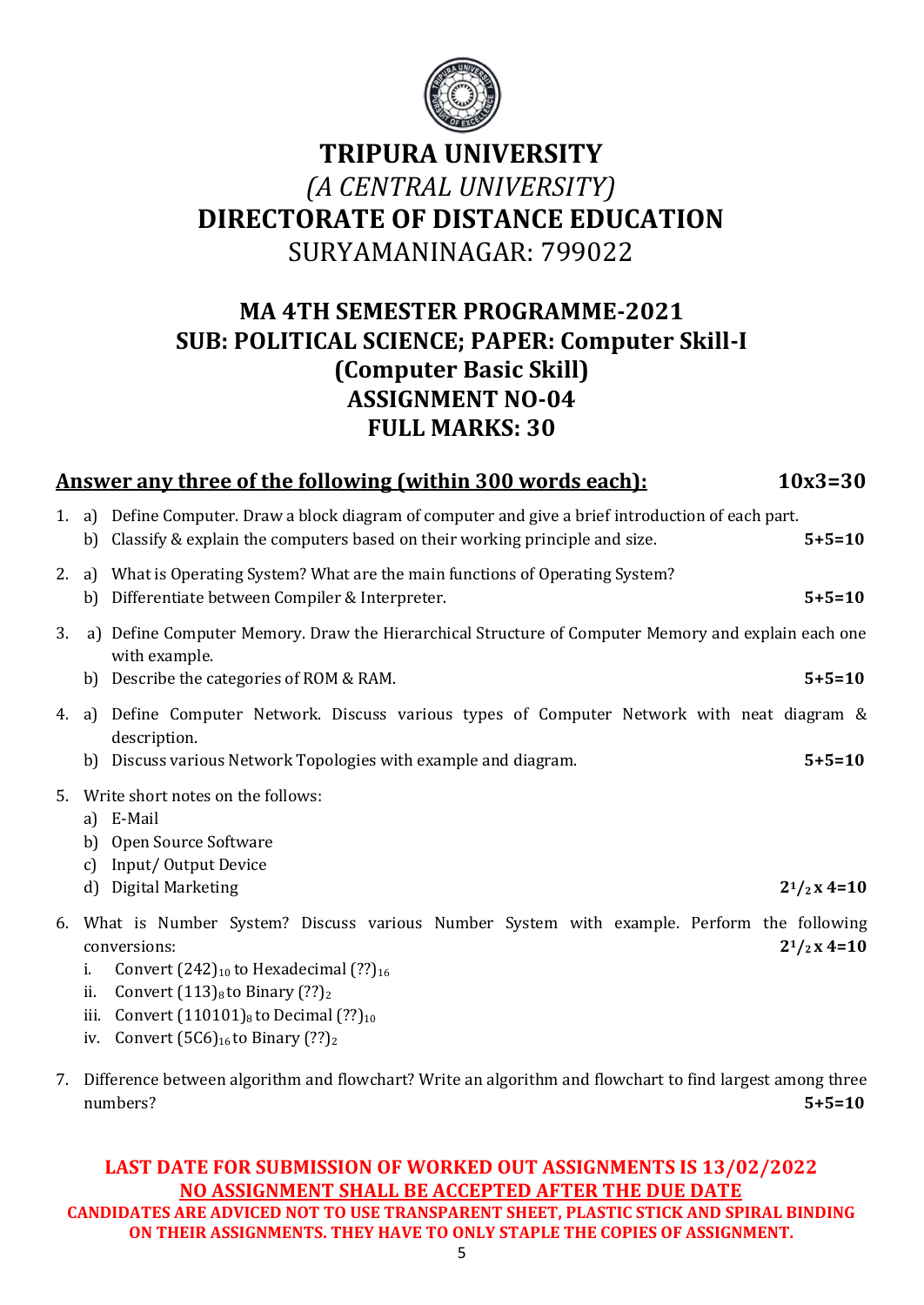# TRIPURA UNIVERSITY

*(A CENTRAL UNIVERSITY)*

**DIRECTORATE OF DISTANCE EDUCATION**

SURYAMANINAGAR: 799022

## MA 4TH SEMESTER PROGRAMME-2021
## SUB: POLITICAL SCIENCE; PAPER: Computer Skill-I
## (Computer Basic Skill)
## ASSIGNMENT NO-04
## FULL MARKS: 30

**Answer any three of the following (within 300 words each):** **10x3=30**

1. a) Define Computer. Draw a block diagram of computer and give a brief introduction of each part.
   b) Classify & explain the computers based on their working principle and size. **5+5=10**

2. a) What is Operating System? What are the main functions of Operating System?
   b) Differentiate between Compiler & Interpreter. **5+5=10**

3. a) Define Computer Memory. Draw the Hierarchical Structure of Computer Memory and explain each one with example.
   b) Describe the categories of ROM & RAM. **5+5=10**

4. a) Define Computer Network. Discuss various types of Computer Network with neat diagram & description.
   b) Discuss various Network Topologies with example and diagram. **5+5=10**

5. Write short notes on the follows:
   a) E-Mail
   b) Open Source Software
   c) Input/ Output Device
   d) Digital Marketing **$2^1/_2$ x 4=10**

6. What is Number System? Discuss various Number System with example. Perform the following conversions: **$2^1/_2$ x 4=10**
   i. Convert $(242)_{10}$ to Hexadecimal $(??)_{16}$
   ii. Convert $(113)_8$ to Binary $(??)_2$
   iii. Convert $(110101)_8$ to Decimal $(??)_{10}$
   iv. Convert $(5C6)_{16}$ to Binary $(??)_2$

7. Difference between algorithm and flowchart? Write an algorithm and flowchart to find largest among three numbers? **5+5=10**

**LAST DATE FOR SUBMISSION OF WORKED OUT ASSIGNMENTS IS 13/02/2022**

**NO ASSIGNMENT SHALL BE ACCEPTED AFTER THE DUE DATE**

**CANDIDATES ARE ADVICED NOT TO USE TRANSPARENT SHEET, PLASTIC STICK AND SPIRAL BINDING ON THEIR ASSIGNMENTS. THEY HAVE TO ONLY STAPLE THE COPIES OF ASSIGNMENT.**